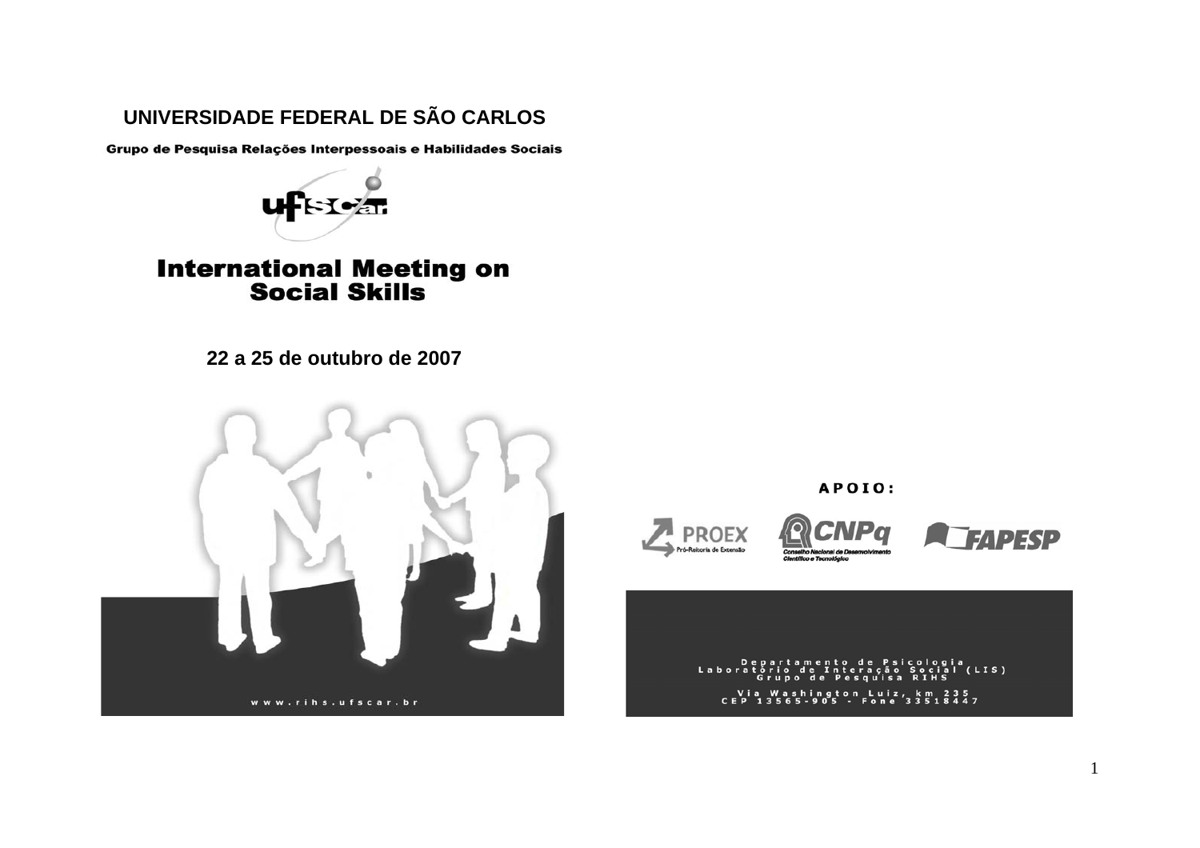# UNIVERSIDADE FEDERAL DE SÃO CARLOS

**Grupo de Pesquisa Relações Interpessoais e Habilidades Sociais**

ufscar

# International Meeting on Social Skills

**22 a 25 de outubro de 2007**

www.rihs.ufscar.br

**APOIO:**

PROEX Pró-Reitoria de Extensão

CNPq Conselho Nacional de Desenvolvimento Científico e Tecnológico

FAPESP

Departamento de Psicologia
Laboratório de Interação Social (LIS)
Grupo de Pesquisa RIHS

Via Washington Luiz, km 235
CEP 13565-905 - Fone 33518447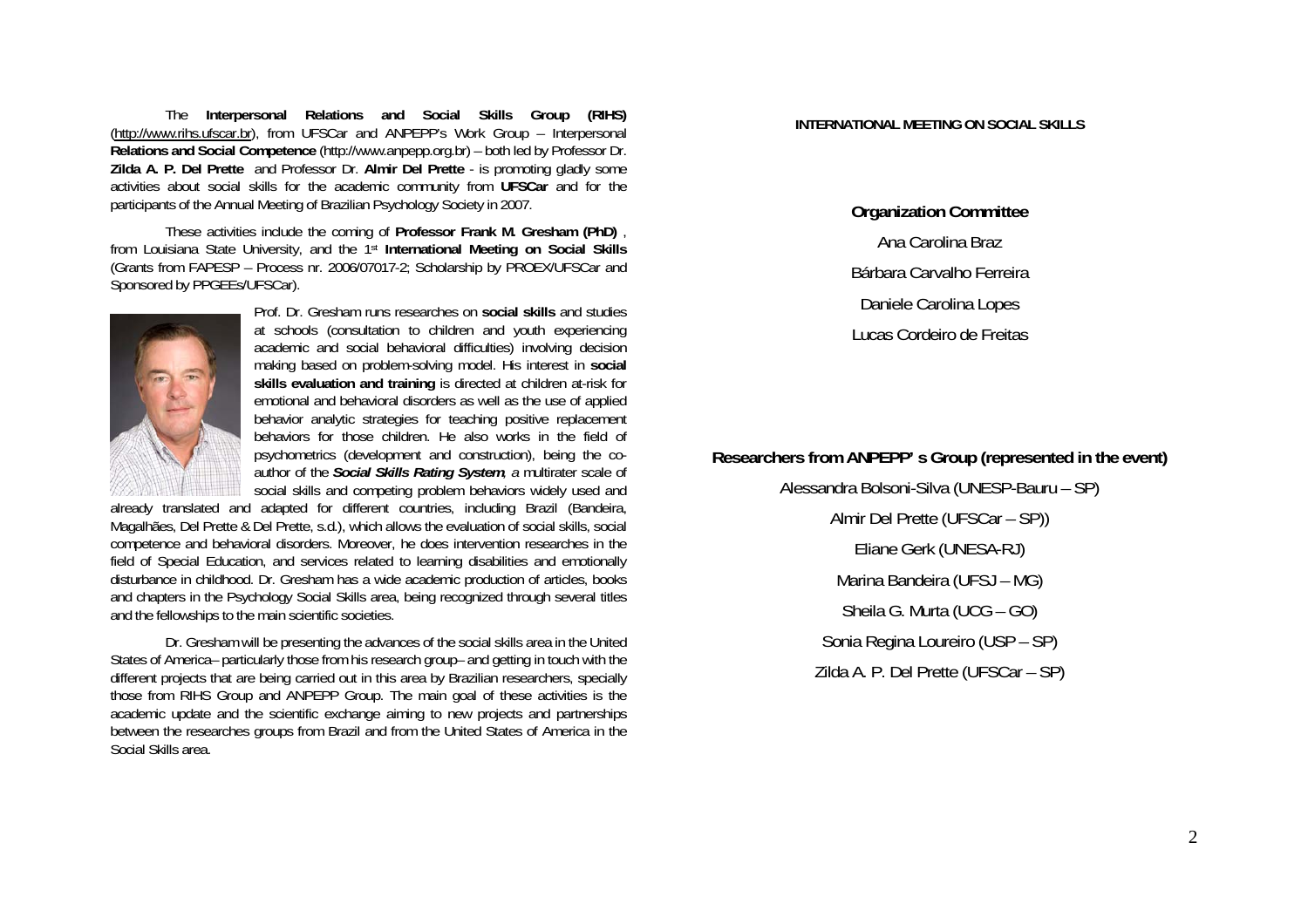The **Interpersonal Relations and Social Skills Group (RIHS)** (http://www.rihs.ufscar.br), from UFSCar and ANPEPP's Work Group – Interpersonal **Relations and Social Competence** (http://www.anpepp.org.br) – both led by Professor Dr. **Zilda A. P. Del Prette** and Professor Dr. **Almir Del Prette** - is promoting gladly some activities about social skills for the academic community from **UFSCar** and for the participants of the Annual Meeting of Brazilian Psychology Society in 2007.

These activities include the coming of **Professor Frank M. Gresham (PhD)** , from Louisiana State University, and the 1st **International Meeting on Social Skills** (Grants from FAPESP – Process nr. 2006/07017-2; Scholarship by PROEX/UFSCar and Sponsored by PPGEEs/UFSCar).

Prof. Dr. Gresham runs researches on **social skills** and studies at schools (consultation to children and youth experiencing academic and social behavioral difficulties) involving decision making based on problem-solving model. His interest in **social skills evaluation and training** is directed at children at-risk for emotional and behavioral disorders as well as the use of applied behavior analytic strategies for teaching positive replacement behaviors for those children. He also works in the field of psychometrics (development and construction), being the co-author of the ***Social Skills Rating System***, *a* multirater scale of social skills and competing problem behaviors widely used and already translated and adapted for different countries, including Brazil (Bandeira, Magalhães, Del Prette & Del Prette, s.d.), which allows the evaluation of social skills, social competence and behavioral disorders. Moreover, he does intervention researches in the field of Special Education, and services related to learning disabilities and emotionally disturbance in childhood. Dr. Gresham has a wide academic production of articles, books and chapters in the Psychology Social Skills area, being recognized through several titles and the fellowships to the main scientific societies.

Dr. Gresham will be presenting the advances of the social skills area in the United States of America– particularly those from his research group– and getting in touch with the different projects that are being carried out in this area by Brazilian researchers, specially those from RIHS Group and ANPEPP Group. The main goal of these activities is the academic update and the scientific exchange aiming to new projects and partnerships between the researches groups from Brazil and from the United States of America in the Social Skills area.

**INTERNATIONAL MEETING ON SOCIAL SKILLS**

**Organization Committee**

Ana Carolina Braz

Bárbara Carvalho Ferreira

Daniele Carolina Lopes

Lucas Cordeiro de Freitas

**Researchers from ANPEPP' s Group (represented in the event)**

Alessandra Bolsoni-Silva (UNESP-Bauru – SP)

Almir Del Prette (UFSCar – SP))

Eliane Gerk (UNESA-RJ)

Marina Bandeira (UFSJ – MG)

Sheila G. Murta (UCG – GO)

Sonia Regina Loureiro (USP – SP)

Zilda A. P. Del Prette (UFSCar – SP)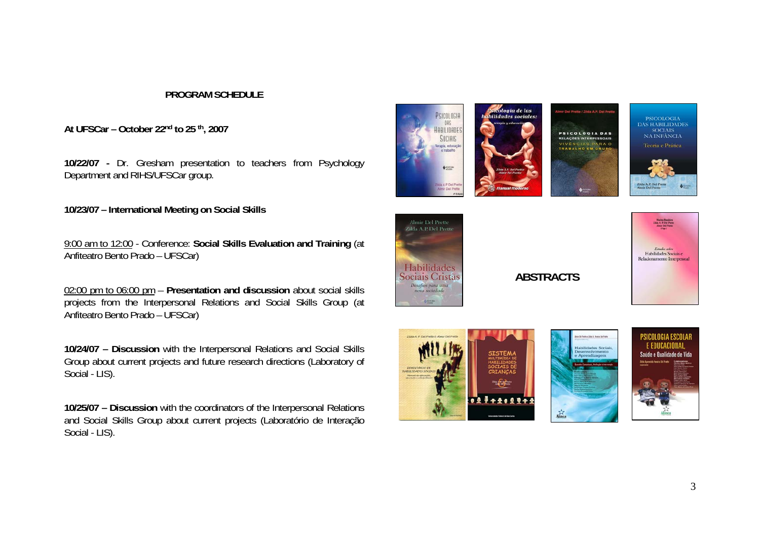## PROGRAM SCHEDULE

**At UFSCar – October 22nd to 25 th, 2007**

**10/22/07 -** Dr. Gresham presentation to teachers from Psychology Department and RIHS/UFSCar group.

**10/23/07 – International Meeting on Social Skills**

9:00 am to 12:00 - Conference: **Social Skills Evaluation and Training** (at Anfiteatro Bento Prado – UFSCar)

02:00 pm to 06:00 pm – **Presentation and discussion** about social skills projects from the Interpersonal Relations and Social Skills Group (at Anfiteatro Bento Prado – UFSCar)

**10/24/07 – Discussion** with the Interpersonal Relations and Social Skills Group about current projects and future research directions (Laboratory of Social - LIS).

**10/25/07 – Discussion** with the coordinators of the Interpersonal Relations and Social Skills Group about current projects (Laboratório de Interação Social - LIS).

## ABSTRACTS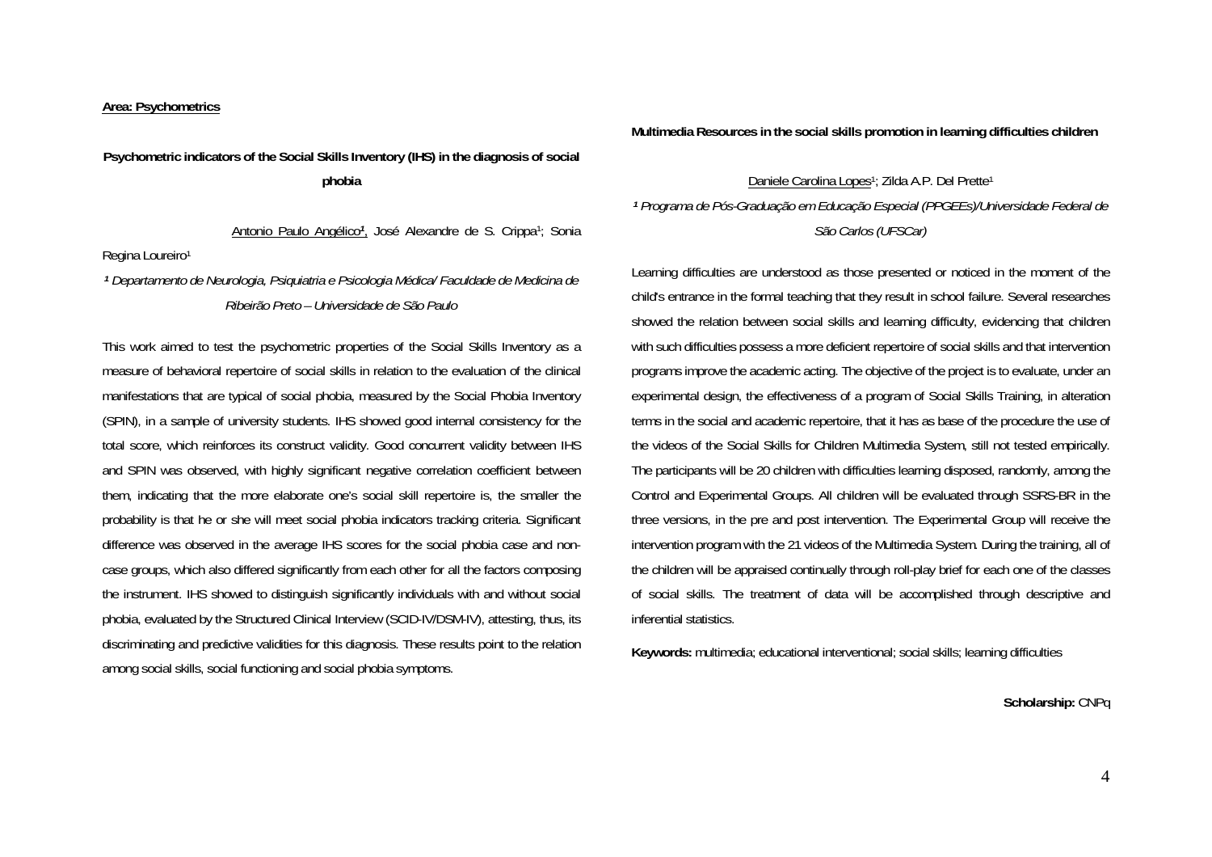**Area: Psychometrics**

**Psychometric indicators of the Social Skills Inventory (IHS) in the diagnosis of social phobia**

Antonio Paulo Angélico[1], José Alexandre de S. Crippa[1]; Sonia Regina Loureiro[1]

*[1] Departamento de Neurologia, Psiquiatria e Psicologia Médica/ Faculdade de Medicina de Ribeirão Preto – Universidade de São Paulo*

This work aimed to test the psychometric properties of the Social Skills Inventory as a measure of behavioral repertoire of social skills in relation to the evaluation of the clinical manifestations that are typical of social phobia, measured by the Social Phobia Inventory (SPIN), in a sample of university students. IHS showed good internal consistency for the total score, which reinforces its construct validity. Good concurrent validity between IHS and SPIN was observed, with highly significant negative correlation coefficient between them, indicating that the more elaborate one's social skill repertoire is, the smaller the probability is that he or she will meet social phobia indicators tracking criteria. Significant difference was observed in the average IHS scores for the social phobia case and non-case groups, which also differed significantly from each other for all the factors composing the instrument. IHS showed to distinguish significantly individuals with and without social phobia, evaluated by the Structured Clinical Interview (SCID-IV/DSM-IV), attesting, thus, its discriminating and predictive validities for this diagnosis. These results point to the relation among social skills, social functioning and social phobia symptoms.

**Multimedia Resources in the social skills promotion in learning difficulties children**

Daniele Carolina Lopes[1]; Zilda A.P. Del Prette[1]

*[1] Programa de Pós-Graduação em Educação Especial (PPGEEs)/Universidade Federal de São Carlos (UFSCar)*

Learning difficulties are understood as those presented or noticed in the moment of the child's entrance in the formal teaching that they result in school failure. Several researches showed the relation between social skills and learning difficulty, evidencing that children with such difficulties possess a more deficient repertoire of social skills and that intervention programs improve the academic acting. The objective of the project is to evaluate, under an experimental design, the effectiveness of a program of Social Skills Training, in alteration terms in the social and academic repertoire, that it has as base of the procedure the use of the videos of the Social Skills for Children Multimedia System, still not tested empirically. The participants will be 20 children with difficulties learning disposed, randomly, among the Control and Experimental Groups. All children will be evaluated through SSRS-BR in the three versions, in the pre and post intervention. The Experimental Group will receive the intervention program with the 21 videos of the Multimedia System. During the training, all of the children will be appraised continually through roll-play brief for each one of the classes of social skills. The treatment of data will be accomplished through descriptive and inferential statistics.

**Keywords:** multimedia; educational interventional; social skills; learning difficulties

**Scholarship:** CNPq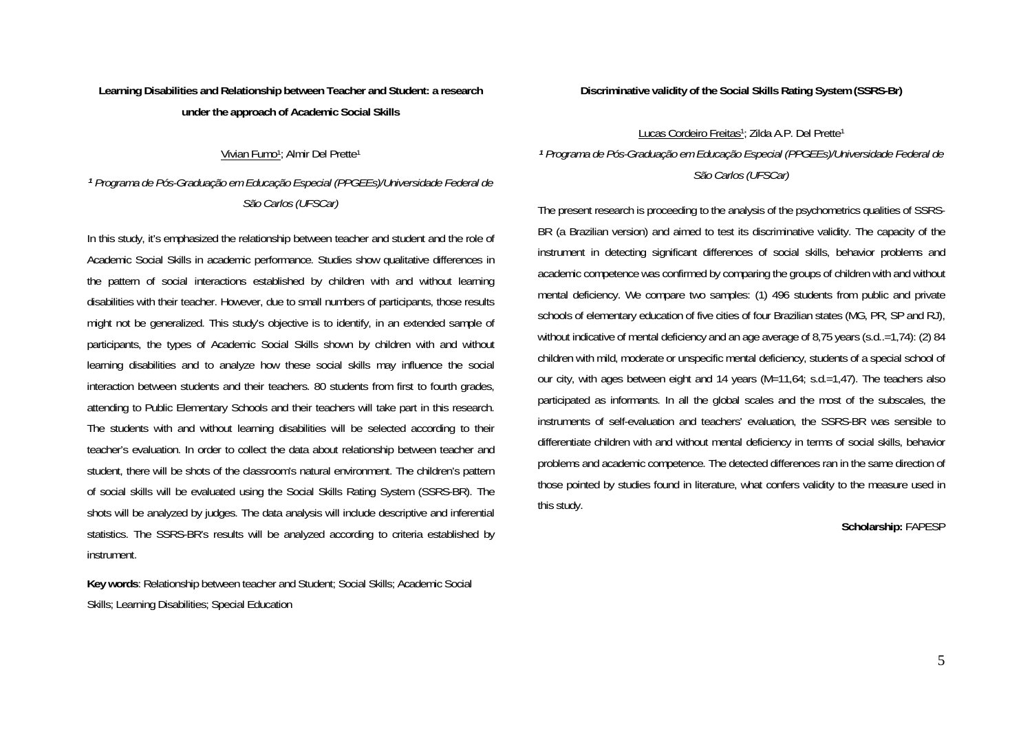## Learning Disabilities and Relationship between Teacher and Student: a research under the approach of Academic Social Skills

Vivian Fumo[1]; Almir Del Prette[1]

*[1] Programa de Pós-Graduação em Educação Especial (PPGEEs)/Universidade Federal de São Carlos (UFSCar)*

In this study, it's emphasized the relationship between teacher and student and the role of Academic Social Skills in academic performance. Studies show qualitative differences in the pattern of social interactions established by children with and without learning disabilities with their teacher. However, due to small numbers of participants, those results might not be generalized. This study's objective is to identify, in an extended sample of participants, the types of Academic Social Skills shown by children with and without learning disabilities and to analyze how these social skills may influence the social interaction between students and their teachers. 80 students from first to fourth grades, attending to Public Elementary Schools and their teachers will take part in this research. The students with and without learning disabilities will be selected according to their teacher's evaluation. In order to collect the data about relationship between teacher and student, there will be shots of the classroom's natural environment. The children's pattern of social skills will be evaluated using the Social Skills Rating System (SSRS-BR). The shots will be analyzed by judges. The data analysis will include descriptive and inferential statistics. The SSRS-BR's results will be analyzed according to criteria established by instrument.

**Key words**: Relationship between teacher and Student; Social Skills; Academic Social Skills; Learning Disabilities; Special Education

## Discriminative validity of the Social Skills Rating System (SSRS-Br)

Lucas Cordeiro Freitas[1]; Zilda A.P. Del Prette[1]

*[1] Programa de Pós-Graduação em Educação Especial (PPGEEs)/Universidade Federal de São Carlos (UFSCar)*

The present research is proceeding to the analysis of the psychometrics qualities of SSRS-BR (a Brazilian version) and aimed to test its discriminative validity. The capacity of the instrument in detecting significant differences of social skills, behavior problems and academic competence was confirmed by comparing the groups of children with and without mental deficiency. We compare two samples: (1) 496 students from public and private schools of elementary education of five cities of four Brazilian states (MG, PR, SP and RJ), without indicative of mental deficiency and an age average of 8,75 years (s.d..=1,74): (2) 84 children with mild, moderate or unspecific mental deficiency, students of a special school of our city, with ages between eight and 14 years (M=11,64; s.d.=1,47). The teachers also participated as informants. In all the global scales and the most of the subscales, the instruments of self-evaluation and teachers' evaluation, the SSRS-BR was sensible to differentiate children with and without mental deficiency in terms of social skills, behavior problems and academic competence. The detected differences ran in the same direction of those pointed by studies found in literature, what confers validity to the measure used in this study.

**Scholarship:** FAPESP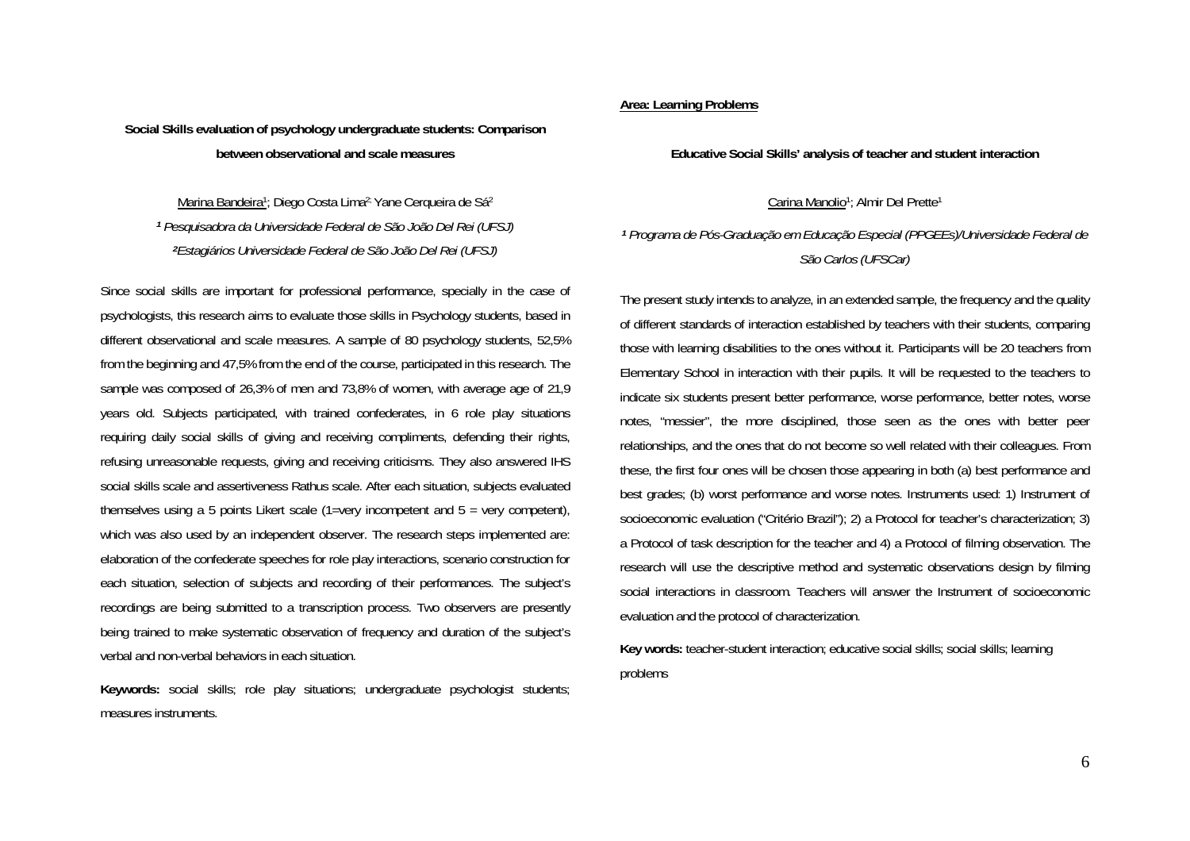**Social Skills evaluation of psychology undergraduate students: Comparison between observational and scale measures**

Marina Bandeira[1]; Diego Costa Lima[2]; Yane Cerqueira de Sá[2]

*[1] Pesquisadora da Universidade Federal de São João Del Rei (UFSJ)*

*[2] Estagiários Universidade Federal de São João Del Rei (UFSJ)*

Since social skills are important for professional performance, specially in the case of psychologists, this research aims to evaluate those skills in Psychology students, based in different observational and scale measures. A sample of 80 psychology students, 52,5% from the beginning and 47,5% from the end of the course, participated in this research. The sample was composed of 26,3% of men and 73,8% of women, with average age of 21,9 years old. Subjects participated, with trained confederates, in 6 role play situations requiring daily social skills of giving and receiving compliments, defending their rights, refusing unreasonable requests, giving and receiving criticisms. They also answered IHS social skills scale and assertiveness Rathus scale. After each situation, subjects evaluated themselves using a 5 points Likert scale (1=very incompetent and 5 = very competent), which was also used by an independent observer. The research steps implemented are: elaboration of the confederate speeches for role play interactions, scenario construction for each situation, selection of subjects and recording of their performances. The subject's recordings are being submitted to a transcription process. Two observers are presently being trained to make systematic observation of frequency and duration of the subject's verbal and non-verbal behaviors in each situation.

**Keywords:** social skills; role play situations; undergraduate psychologist students; measures instruments.

**Area: Learning Problems**

**Educative Social Skills' analysis of teacher and student interaction**

Carina Manolio[1]; Almir Del Prette[1]

*[1] Programa de Pós-Graduação em Educação Especial (PPGEEs)/Universidade Federal de São Carlos (UFSCar)*

The present study intends to analyze, in an extended sample, the frequency and the quality of different standards of interaction established by teachers with their students, comparing those with learning disabilities to the ones without it. Participants will be 20 teachers from Elementary School in interaction with their pupils. It will be requested to the teachers to indicate six students present better performance, worse performance, better notes, worse notes, "messier", the more disciplined, those seen as the ones with better peer relationships, and the ones that do not become so well related with their colleagues. From these, the first four ones will be chosen those appearing in both (a) best performance and best grades; (b) worst performance and worse notes. Instruments used: 1) Instrument of socioeconomic evaluation ("Critério Brazil"); 2) a Protocol for teacher's characterization; 3) a Protocol of task description for the teacher and 4) a Protocol of filming observation. The research will use the descriptive method and systematic observations design by filming social interactions in classroom. Teachers will answer the Instrument of socioeconomic evaluation and the protocol of characterization.

**Key words:** teacher-student interaction; educative social skills; social skills; learning problems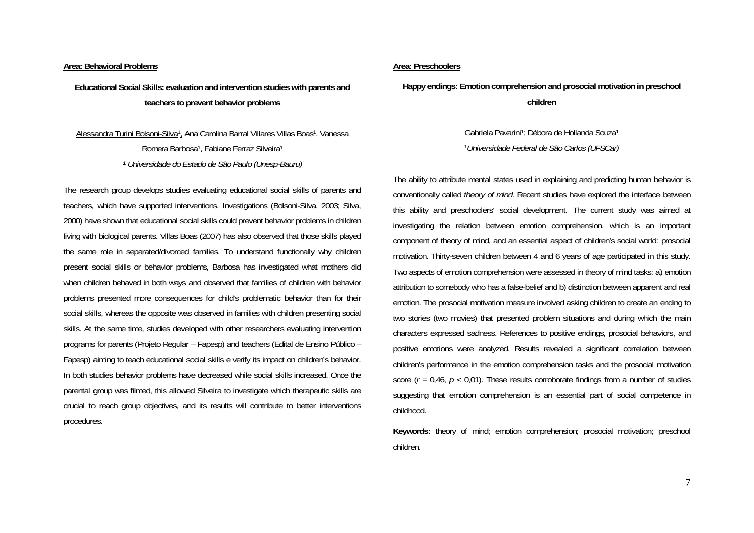**Area: Behavioral Problems**

## Educational Social Skills: evaluation and intervention studies with parents and teachers to prevent behavior problems

Alessandra Turini Bolsoni-Silva[1], Ana Carolina Barral Villares Villas Boas[1], Vanessa Romera Barbosa[1], Fabiane Ferraz Silveira[1]

[1] *Universidade do Estado de São Paulo (Unesp-Bauru)*

The research group develops studies evaluating educational social skills of parents and teachers, which have supported interventions. Investigations (Bolsoni-Silva, 2003; Silva, 2000) have shown that educational social skills could prevent behavior problems in children living with biological parents. Villas Boas (2007) has also observed that those skills played the same role in separated/divorced families. To understand functionally why children present social skills or behavior problems, Barbosa has investigated what mothers did when children behaved in both ways and observed that families of children with behavior problems presented more consequences for child's problematic behavior than for their social skills, whereas the opposite was observed in families with children presenting social skills. At the same time, studies developed with other researchers evaluating intervention programs for parents (Projeto Regular – Fapesp) and teachers (Edital de Ensino Público – Fapesp) aiming to teach educational social skills e verify its impact on children's behavior. In both studies behavior problems have decreased while social skills increased. Once the parental group was filmed, this allowed Silveira to investigate which therapeutic skills are crucial to reach group objectives, and its results will contribute to better interventions procedures.

**Area: Preschoolers**

## Happy endings: Emotion comprehension and prosocial motivation in preschool children

Gabriela Pavarini[1]; Débora de Hollanda Souza[1]

[1] *Universidade Federal de São Carlos (UFSCar)*

The ability to attribute mental states used in explaining and predicting human behavior is conventionally called *theory of mind*. Recent studies have explored the interface between this ability and preschoolers' social development. The current study was aimed at investigating the relation between emotion comprehension, which is an important component of theory of mind, and an essential aspect of children's social world: prosocial motivation. Thirty-seven children between 4 and 6 years of age participated in this study. Two aspects of emotion comprehension were assessed in theory of mind tasks: a) emotion attribution to somebody who has a false-belief and b) distinction between apparent and real emotion. The prosocial motivation measure involved asking children to create an ending to two stories (two movies) that presented problem situations and during which the main characters expressed sadness. References to positive endings, prosocial behaviors, and positive emotions were analyzed. Results revealed a significant correlation between children's performance in the emotion comprehension tasks and the prosocial motivation score ($r = 0{,}46$, $p < 0{,}01$). These results corroborate findings from a number of studies suggesting that emotion comprehension is an essential part of social competence in childhood.

**Keywords:** theory of mind; emotion comprehension; prosocial motivation; preschool children.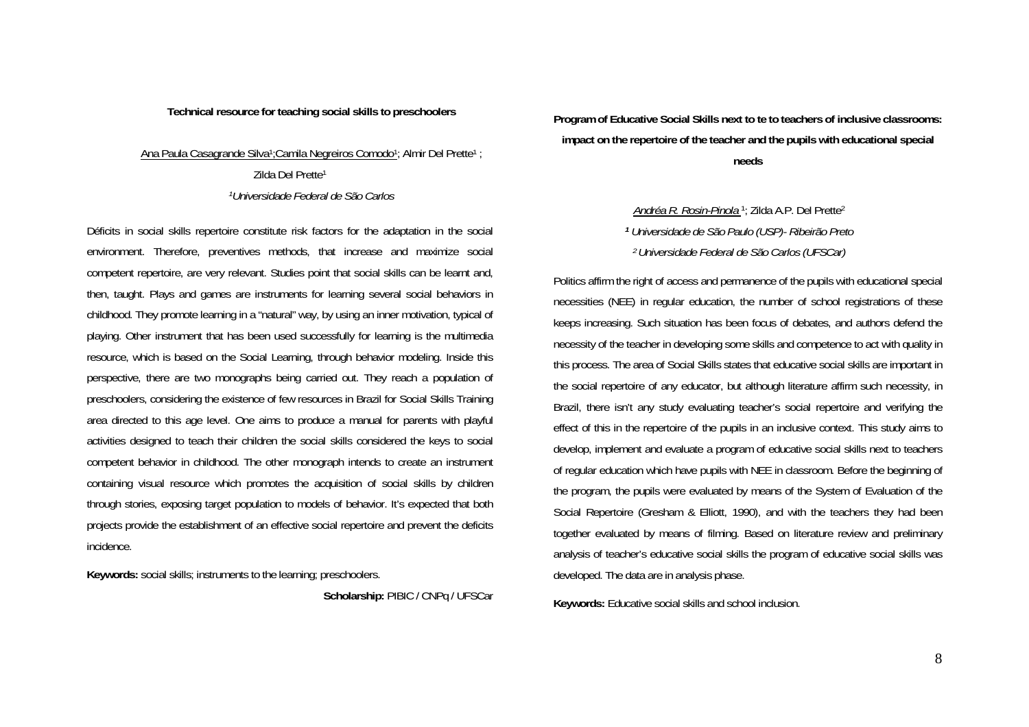**Technical resource for teaching social skills to preschoolers**

Ana Paula Casagrande Silva[1]; Camila Negreiros Comodo[1]; Almir Del Prette[1]; Zilda Del Prette[1]

*[1]Universidade Federal de São Carlos*

Déficits in social skills repertoire constitute risk factors for the adaptation in the social environment. Therefore, preventives methods, that increase and maximize social competent repertoire, are very relevant. Studies point that social skills can be learnt and, then, taught. Plays and games are instruments for learning several social behaviors in childhood. They promote learning in a "natural" way, by using an inner motivation, typical of playing. Other instrument that has been used successfully for learning is the multimedia resource, which is based on the Social Learning, through behavior modeling. Inside this perspective, there are two monographs being carried out. They reach a population of preschoolers, considering the existence of few resources in Brazil for Social Skills Training area directed to this age level. One aims to produce a manual for parents with playful activities designed to teach their children the social skills considered the keys to social competent behavior in childhood. The other monograph intends to create an instrument containing visual resource which promotes the acquisition of social skills by children through stories, exposing target population to models of behavior. It's expected that both projects provide the establishment of an effective social repertoire and prevent the deficits incidence.

**Keywords:** social skills; instruments to the learning; preschoolers.

**Scholarship:** PIBIC / CNPq / UFSCar

**Program of Educative Social Skills next to te to teachers of inclusive classrooms: impact on the repertoire of the teacher and the pupils with educational special needs**

Andréa R. Rosin-Pinola [1]; Zilda A.P. Del Prette[2]

*[1] Universidade de São Paulo (USP)- Ribeirão Preto*

*[2] Universidade Federal de São Carlos (UFSCar)*

Politics affirm the right of access and permanence of the pupils with educational special necessities (NEE) in regular education, the number of school registrations of these keeps increasing. Such situation has been focus of debates, and authors defend the necessity of the teacher in developing some skills and competence to act with quality in this process. The area of Social Skills states that educative social skills are important in the social repertoire of any educator, but although literature affirm such necessity, in Brazil, there isn't any study evaluating teacher's social repertoire and verifying the effect of this in the repertoire of the pupils in an inclusive context. This study aims to develop, implement and evaluate a program of educative social skills next to teachers of regular education which have pupils with NEE in classroom. Before the beginning of the program, the pupils were evaluated by means of the System of Evaluation of the Social Repertoire (Gresham & Elliott, 1990), and with the teachers they had been together evaluated by means of filming. Based on literature review and preliminary analysis of teacher's educative social skills the program of educative social skills was developed. The data are in analysis phase.

**Keywords:** Educative social skills and school inclusion.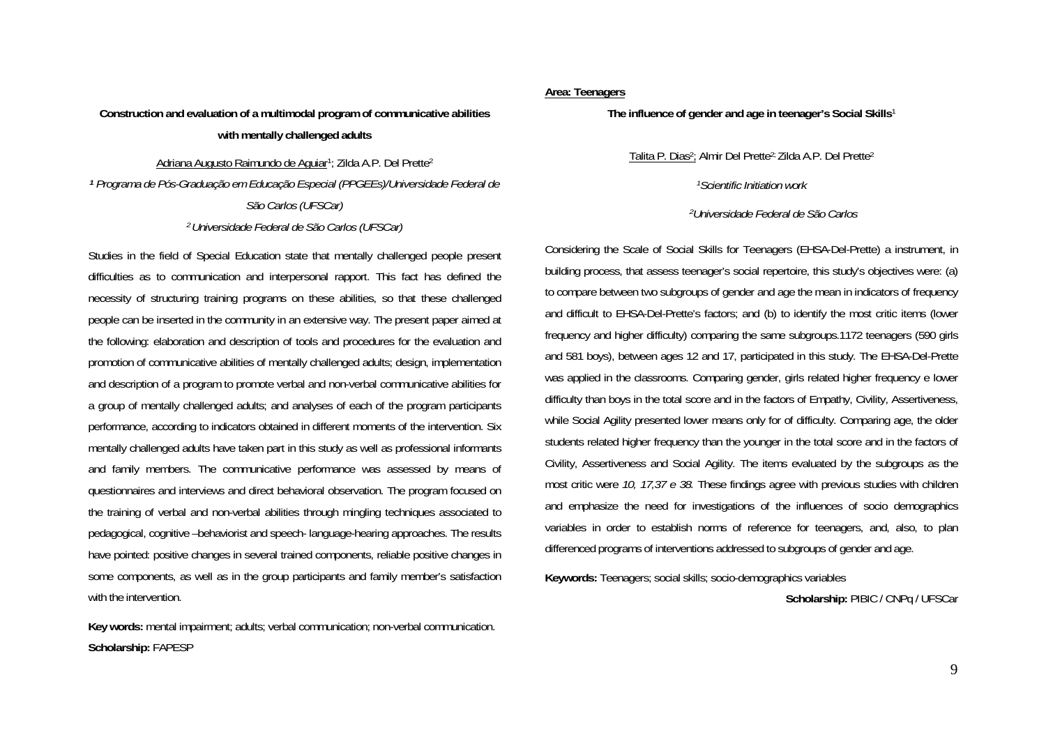## Construction and evaluation of a multimodal program of communicative abilities with mentally challenged adults

Adriana Augusto Raimundo de Aguiar[1]; Zilda A.P. Del Prette[2]

*[1] Programa de Pós-Graduação em Educação Especial (PPGEEs)/Universidade Federal de São Carlos (UFSCar)*

*[2] Universidade Federal de São Carlos (UFSCar)*

Studies in the field of Special Education state that mentally challenged people present difficulties as to communication and interpersonal rapport. This fact has defined the necessity of structuring training programs on these abilities, so that these challenged people can be inserted in the community in an extensive way. The present paper aimed at the following: elaboration and description of tools and procedures for the evaluation and promotion of communicative abilities of mentally challenged adults; design, implementation and description of a program to promote verbal and non-verbal communicative abilities for a group of mentally challenged adults; and analyses of each of the program participants performance, according to indicators obtained in different moments of the intervention. Six mentally challenged adults have taken part in this study as well as professional informants and family members. The communicative performance was assessed by means of questionnaires and interviews and direct behavioral observation. The program focused on the training of verbal and non-verbal abilities through mingling techniques associated to pedagogical, cognitive –behaviorist and speech- language-hearing approaches. The results have pointed: positive changes in several trained components, reliable positive changes in some components, as well as in the group participants and family member's satisfaction with the intervention.

**Key words:** mental impairment; adults; verbal communication; non-verbal communication.

**Scholarship:** FAPESP

**Area: Teenagers**

## The influence of gender and age in teenager's Social Skills[1]

Talita P. Dias[2]; Almir Del Prette[2]; Zilda A.P. Del Prette[2]

*[1] Scientific Initiation work*

*[2] Universidade Federal de São Carlos*

Considering the Scale of Social Skills for Teenagers (EHSA-Del-Prette) a instrument, in building process, that assess teenager's social repertoire, this study's objectives were: (a) to compare between two subgroups of gender and age the mean in indicators of frequency and difficult to EHSA-Del-Prette's factors; and (b) to identify the most critic items (lower frequency and higher difficulty) comparing the same subgroups.1172 teenagers (590 girls and 581 boys), between ages 12 and 17, participated in this study. The EHSA-Del-Prette was applied in the classrooms. Comparing gender, girls related higher frequency e lower difficulty than boys in the total score and in the factors of Empathy, Civility, Assertiveness, while Social Agility presented lower means only for of difficulty. Comparing age, the older students related higher frequency than the younger in the total score and in the factors of Civility, Assertiveness and Social Agility. The items evaluated by the subgroups as the most critic were *10, 17,37 e 38*. These findings agree with previous studies with children and emphasize the need for investigations of the influences of socio demographics variables in order to establish norms of reference for teenagers, and, also, to plan differenced programs of interventions addressed to subgroups of gender and age.

**Keywords:** Teenagers; social skills; socio-demographics variables

**Scholarship:** PIBIC / CNPq / UFSCar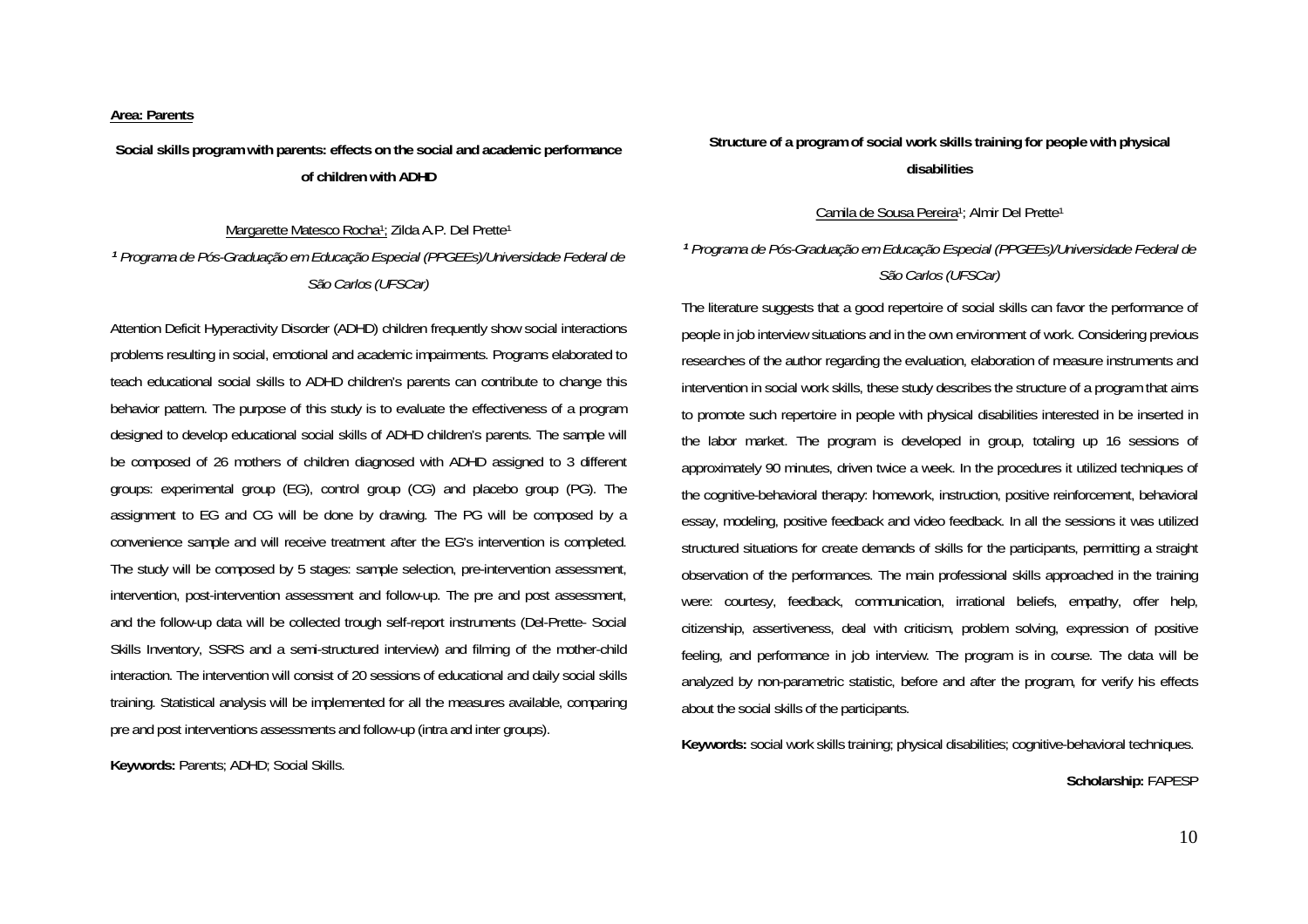**Area: Parents**

## Social skills program with parents: effects on the social and academic performance of children with ADHD

Margarette Matesco Rocha[1]; Zilda A.P. Del Prette[1]

[1] *Programa de Pós-Graduação em Educação Especial (PPGEEs)/Universidade Federal de São Carlos (UFSCar)*

Attention Deficit Hyperactivity Disorder (ADHD) children frequently show social interactions problems resulting in social, emotional and academic impairments. Programs elaborated to teach educational social skills to ADHD children's parents can contribute to change this behavior pattern. The purpose of this study is to evaluate the effectiveness of a program designed to develop educational social skills of ADHD children's parents. The sample will be composed of 26 mothers of children diagnosed with ADHD assigned to 3 different groups: experimental group (EG), control group (CG) and placebo group (PG). The assignment to EG and CG will be done by drawing. The PG will be composed by a convenience sample and will receive treatment after the EG's intervention is completed. The study will be composed by 5 stages: sample selection, pre-intervention assessment, intervention, post-intervention assessment and follow-up. The pre and post assessment, and the follow-up data will be collected trough self-report instruments (Del-Prette- Social Skills Inventory, SSRS and a semi-structured interview) and filming of the mother-child interaction. The intervention will consist of 20 sessions of educational and daily social skills training. Statistical analysis will be implemented for all the measures available, comparing pre and post interventions assessments and follow-up (intra and inter groups).

**Keywords:** Parents; ADHD; Social Skills.

## Structure of a program of social work skills training for people with physical disabilities

Camila de Sousa Pereira[1]; Almir Del Prette[1]

[1] *Programa de Pós-Graduação em Educação Especial (PPGEEs)/Universidade Federal de São Carlos (UFSCar)*

The literature suggests that a good repertoire of social skills can favor the performance of people in job interview situations and in the own environment of work. Considering previous researches of the author regarding the evaluation, elaboration of measure instruments and intervention in social work skills, these study describes the structure of a program that aims to promote such repertoire in people with physical disabilities interested in be inserted in the labor market. The program is developed in group, totaling up 16 sessions of approximately 90 minutes, driven twice a week. In the procedures it utilized techniques of the cognitive-behavioral therapy: homework, instruction, positive reinforcement, behavioral essay, modeling, positive feedback and video feedback. In all the sessions it was utilized structured situations for create demands of skills for the participants, permitting a straight observation of the performances. The main professional skills approached in the training were: courtesy, feedback, communication, irrational beliefs, empathy, offer help, citizenship, assertiveness, deal with criticism, problem solving, expression of positive feeling, and performance in job interview. The program is in course. The data will be analyzed by non-parametric statistic, before and after the program, for verify his effects about the social skills of the participants.

**Keywords:** social work skills training; physical disabilities; cognitive-behavioral techniques.

**Scholarship:** FAPESP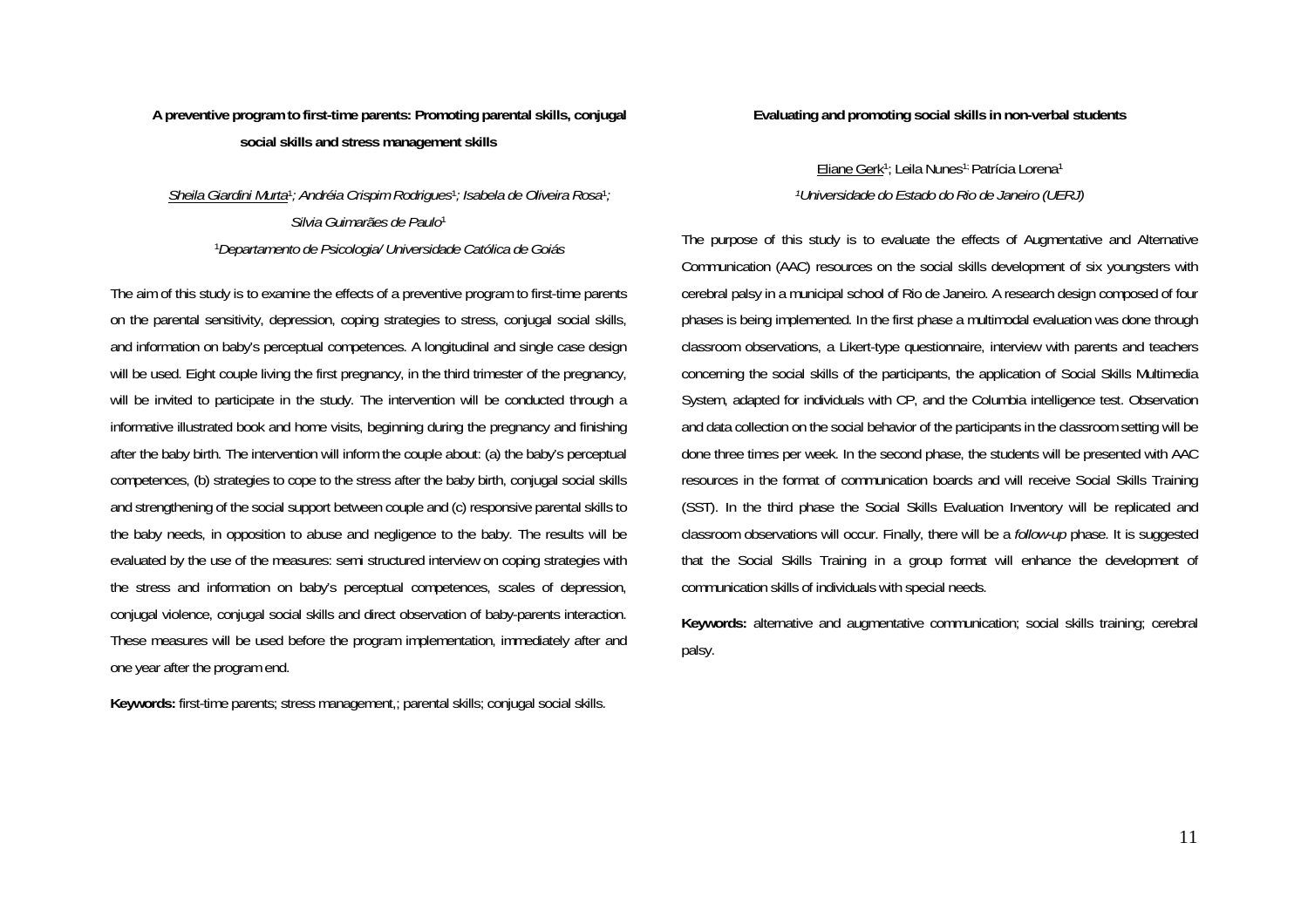### A preventive program to first-time parents: Promoting parental skills, conjugal social skills and stress management skills

*Sheila Giardini Murta[1]; Andréia Crispim Rodrigues[1]; Isabela de Oliveira Rosa[1]; Silvia Guimarães de Paulo[1]*

*[1]Departamento de Psicologia/ Universidade Católica de Goiás*

The aim of this study is to examine the effects of a preventive program to first-time parents on the parental sensitivity, depression, coping strategies to stress, conjugal social skills, and information on baby's perceptual competences. A longitudinal and single case design will be used. Eight couple living the first pregnancy, in the third trimester of the pregnancy, will be invited to participate in the study. The intervention will be conducted through a informative illustrated book and home visits, beginning during the pregnancy and finishing after the baby birth. The intervention will inform the couple about: (a) the baby's perceptual competences, (b) strategies to cope to the stress after the baby birth, conjugal social skills and strengthening of the social support between couple and (c) responsive parental skills to the baby needs, in opposition to abuse and negligence to the baby. The results will be evaluated by the use of the measures: semi structured interview on coping strategies with the stress and information on baby's perceptual competences, scales of depression, conjugal violence, conjugal social skills and direct observation of baby-parents interaction. These measures will be used before the program implementation, immediately after and one year after the program end.

**Keywords:** first-time parents; stress management,; parental skills; conjugal social skills.

### Evaluating and promoting social skills in non-verbal students

Eliane Gerk[1]; Leila Nunes[1;] Patrícia Lorena[1]

*[1]Universidade do Estado do Rio de Janeiro (UERJ)*

The purpose of this study is to evaluate the effects of Augmentative and Alternative Communication (AAC) resources on the social skills development of six youngsters with cerebral palsy in a municipal school of Rio de Janeiro. A research design composed of four phases is being implemented. In the first phase a multimodal evaluation was done through classroom observations, a Likert-type questionnaire, interview with parents and teachers concerning the social skills of the participants, the application of Social Skills Multimedia System, adapted for individuals with CP, and the Columbia intelligence test. Observation and data collection on the social behavior of the participants in the classroom setting will be done three times per week. In the second phase, the students will be presented with AAC resources in the format of communication boards and will receive Social Skills Training (SST). In the third phase the Social Skills Evaluation Inventory will be replicated and classroom observations will occur. Finally, there will be a *follow-up* phase. It is suggested that the Social Skills Training in a group format will enhance the development of communication skills of individuals with special needs.

**Keywords:** alternative and augmentative communication; social skills training; cerebral palsy.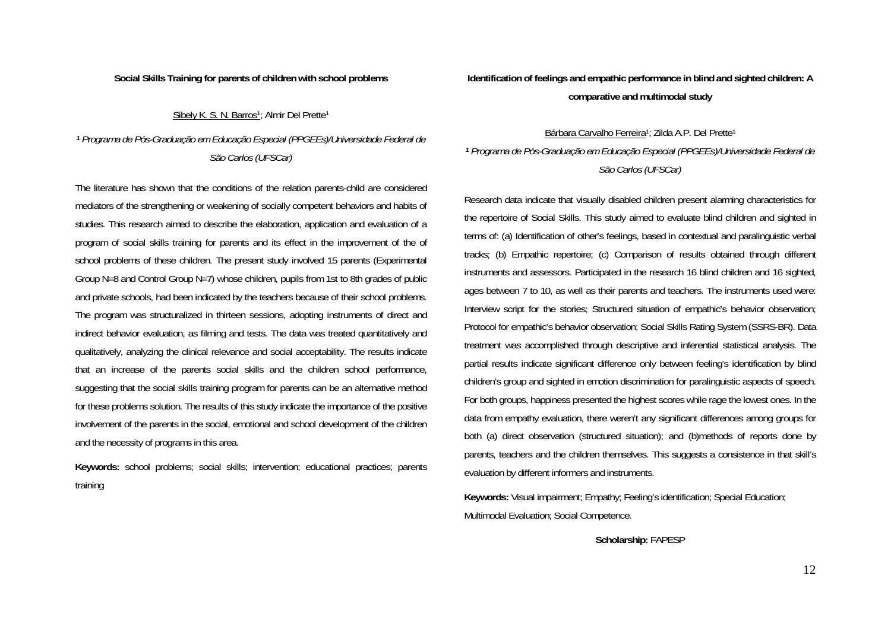## Social Skills Training for parents of children with school problems

Sibely K. S. N. Barros[1]; Almir Del Prette[1]

*[1] Programa de Pós-Graduação em Educação Especial (PPGEEs)/Universidade Federal de São Carlos (UFSCar)*

The literature has shown that the conditions of the relation parents-child are considered mediators of the strengthening or weakening of socially competent behaviors and habits of studies. This research aimed to describe the elaboration, application and evaluation of a program of social skills training for parents and its effect in the improvement of the of school problems of these children. The present study involved 15 parents (Experimental Group N=8 and Control Group N=7) whose children, pupils from 1st to 8th grades of public and private schools, had been indicated by the teachers because of their school problems. The program was structuralized in thirteen sessions, adopting instruments of direct and indirect behavior evaluation, as filming and tests. The data was treated quantitatively and qualitatively, analyzing the clinical relevance and social acceptability. The results indicate that an increase of the parents social skills and the children school performance, suggesting that the social skills training program for parents can be an alternative method for these problems solution. The results of this study indicate the importance of the positive involvement of the parents in the social, emotional and school development of the children and the necessity of programs in this area.

**Keywords:** school problems; social skills; intervention; educational practices; parents training

## Identification of feelings and empathic performance in blind and sighted children: A comparative and multimodal study

Bárbara Carvalho Ferreira[1]; Zilda A.P. Del Prette[1]

*[1] Programa de Pós-Graduação em Educação Especial (PPGEEs)/Universidade Federal de São Carlos (UFSCar)*

Research data indicate that visually disabled children present alarming characteristics for the repertoire of Social Skills. This study aimed to evaluate blind children and sighted in terms of: (a) Identification of other's feelings, based in contextual and paralinguistic verbal tracks; (b) Empathic repertoire; (c) Comparison of results obtained through different instruments and assessors. Participated in the research 16 blind children and 16 sighted, ages between 7 to 10, as well as their parents and teachers. The instruments used were: Interview script for the stories; Structured situation of empathic's behavior observation; Protocol for empathic's behavior observation; Social Skills Rating System (SSRS-BR). Data treatment was accomplished through descriptive and inferential statistical analysis. The partial results indicate significant difference only between feeling's identification by blind children's group and sighted in emotion discrimination for paralinguistic aspects of speech. For both groups, happiness presented the highest scores while rage the lowest ones. In the data from empathy evaluation, there weren't any significant differences among groups for both (a) direct observation (structured situation); and (b)methods of reports done by parents, teachers and the children themselves. This suggests a consistence in that skill's evaluation by different informers and instruments.

**Keywords:** Visual impairment; Empathy; Feeling's identification; Special Education; Multimodal Evaluation; Social Competence.

**Scholarship:** FAPESP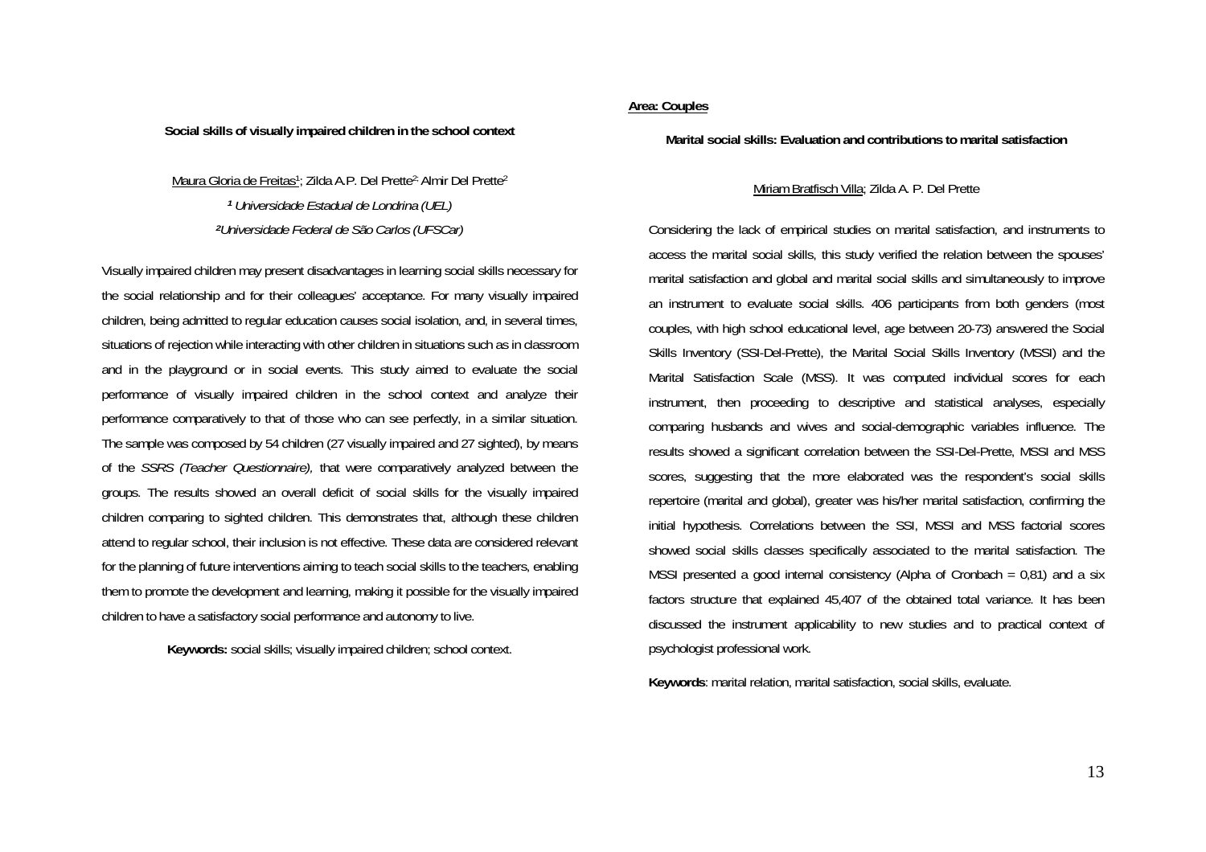## Social skills of visually impaired children in the school context

Maura Gloria de Freitas[1]; Zilda A.P. Del Prette[2]; Almir Del Prette[2]

[1] *Universidade Estadual de Londrina (UEL)*

[2] *Universidade Federal de São Carlos (UFSCar)*

Visually impaired children may present disadvantages in learning social skills necessary for the social relationship and for their colleagues' acceptance. For many visually impaired children, being admitted to regular education causes social isolation, and, in several times, situations of rejection while interacting with other children in situations such as in classroom and in the playground or in social events. This study aimed to evaluate the social performance of visually impaired children in the school context and analyze their performance comparatively to that of those who can see perfectly, in a similar situation. The sample was composed by 54 children (27 visually impaired and 27 sighted), by means of the *SSRS (Teacher Questionnaire),* that were comparatively analyzed between the groups. The results showed an overall deficit of social skills for the visually impaired children comparing to sighted children. This demonstrates that, although these children attend to regular school, their inclusion is not effective. These data are considered relevant for the planning of future interventions aiming to teach social skills to the teachers, enabling them to promote the development and learning, making it possible for the visually impaired children to have a satisfactory social performance and autonomy to live.

**Keywords:** social skills; visually impaired children; school context.

**Area: Couples**

## Marital social skills: Evaluation and contributions to marital satisfaction

Miriam Bratfisch Villa; Zilda A. P. Del Prette

Considering the lack of empirical studies on marital satisfaction, and instruments to access the marital social skills, this study verified the relation between the spouses' marital satisfaction and global and marital social skills and simultaneously to improve an instrument to evaluate social skills. 406 participants from both genders (most couples, with high school educational level, age between 20-73) answered the Social Skills Inventory (SSI-Del-Prette), the Marital Social Skills Inventory (MSSI) and the Marital Satisfaction Scale (MSS). It was computed individual scores for each instrument, then proceeding to descriptive and statistical analyses, especially comparing husbands and wives and social-demographic variables influence. The results showed a significant correlation between the SSI-Del-Prette, MSSI and MSS scores, suggesting that the more elaborated was the respondent's social skills repertoire (marital and global), greater was his/her marital satisfaction, confirming the initial hypothesis. Correlations between the SSI, MSSI and MSS factorial scores showed social skills classes specifically associated to the marital satisfaction. The MSSI presented a good internal consistency (Alpha of Cronbach = 0,81) and a six factors structure that explained 45,407 of the obtained total variance. It has been discussed the instrument applicability to new studies and to practical context of psychologist professional work.

**Keywords**: marital relation, marital satisfaction, social skills, evaluate.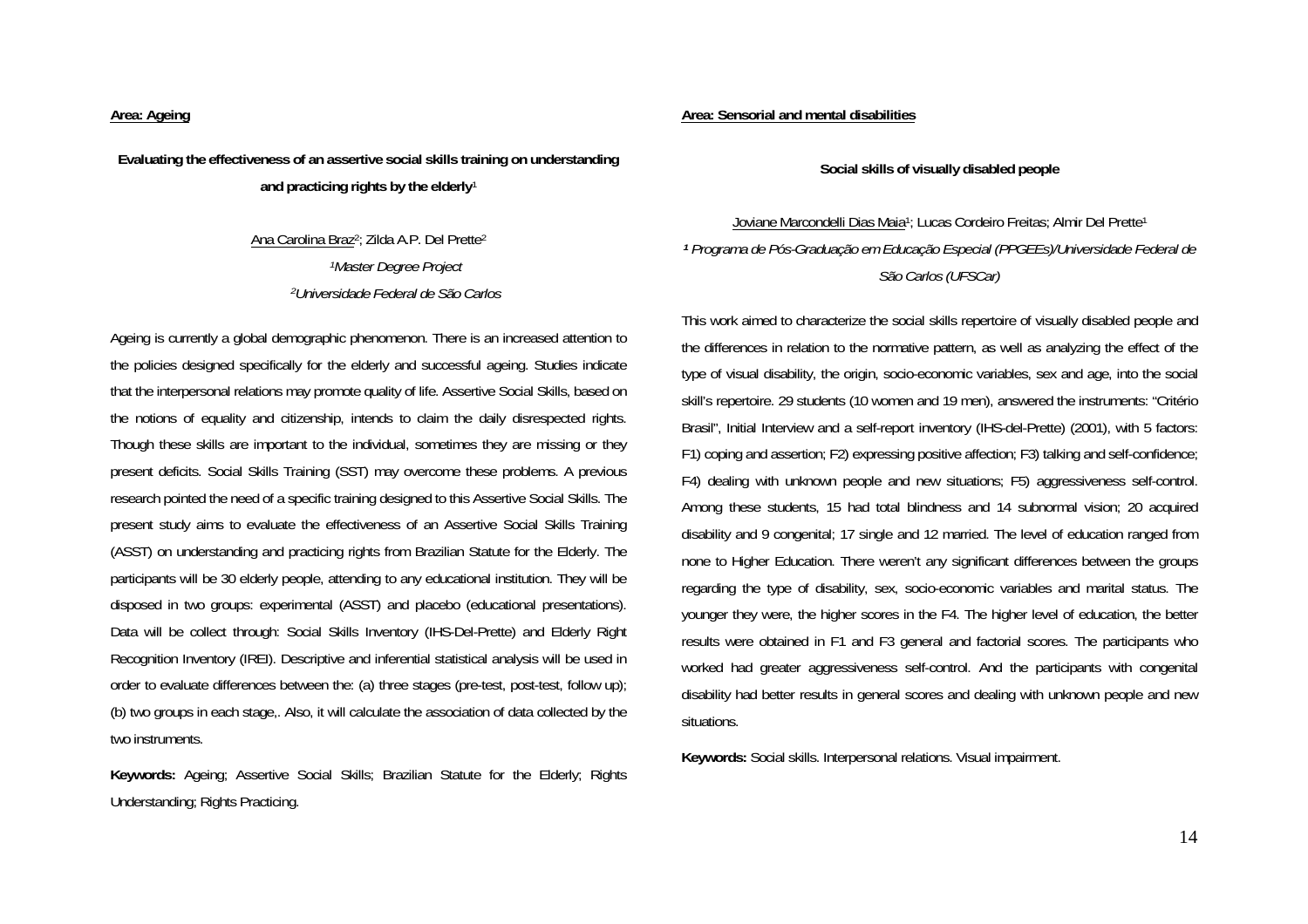**Area: Ageing**

## Evaluating the effectiveness of an assertive social skills training on understanding and practicing rights by the elderly[1]

Ana Carolina Braz[2]; Zilda A.P. Del Prette[2]

*[1]Master Degree Project*

*[2]Universidade Federal de São Carlos*

Ageing is currently a global demographic phenomenon. There is an increased attention to the policies designed specifically for the elderly and successful ageing. Studies indicate that the interpersonal relations may promote quality of life. Assertive Social Skills, based on the notions of equality and citizenship, intends to claim the daily disrespected rights. Though these skills are important to the individual, sometimes they are missing or they present deficits. Social Skills Training (SST) may overcome these problems. A previous research pointed the need of a specific training designed to this Assertive Social Skills. The present study aims to evaluate the effectiveness of an Assertive Social Skills Training (ASST) on understanding and practicing rights from Brazilian Statute for the Elderly. The participants will be 30 elderly people, attending to any educational institution. They will be disposed in two groups: experimental (ASST) and placebo (educational presentations). Data will be collect through: Social Skills Inventory (IHS-Del-Prette) and Elderly Right Recognition Inventory (IREI). Descriptive and inferential statistical analysis will be used in order to evaluate differences between the: (a) three stages (pre-test, post-test, follow up); (b) two groups in each stage,. Also, it will calculate the association of data collected by the two instruments.

**Keywords:** Ageing; Assertive Social Skills; Brazilian Statute for the Elderly; Rights Understanding; Rights Practicing.

**Area: Sensorial and mental disabilities**

## Social skills of visually disabled people

Joviane Marcondelli Dias Maia[1]; Lucas Cordeiro Freitas; Almir Del Prette[1]

*[1] Programa de Pós-Graduação em Educação Especial (PPGEEs)/Universidade Federal de São Carlos (UFSCar)*

This work aimed to characterize the social skills repertoire of visually disabled people and the differences in relation to the normative pattern, as well as analyzing the effect of the type of visual disability, the origin, socio-economic variables, sex and age, into the social skill's repertoire. 29 students (10 women and 19 men), answered the instruments: "Critério Brasil", Initial Interview and a self-report inventory (IHS-del-Prette) (2001), with 5 factors: F1) coping and assertion; F2) expressing positive affection; F3) talking and self-confidence; F4) dealing with unknown people and new situations; F5) aggressiveness self-control. Among these students, 15 had total blindness and 14 subnormal vision; 20 acquired disability and 9 congenital; 17 single and 12 married. The level of education ranged from none to Higher Education. There weren't any significant differences between the groups regarding the type of disability, sex, socio-economic variables and marital status. The younger they were, the higher scores in the F4. The higher level of education, the better results were obtained in F1 and F3 general and factorial scores. The participants who worked had greater aggressiveness self-control. And the participants with congenital disability had better results in general scores and dealing with unknown people and new situations.

**Keywords:** Social skills. Interpersonal relations. Visual impairment.